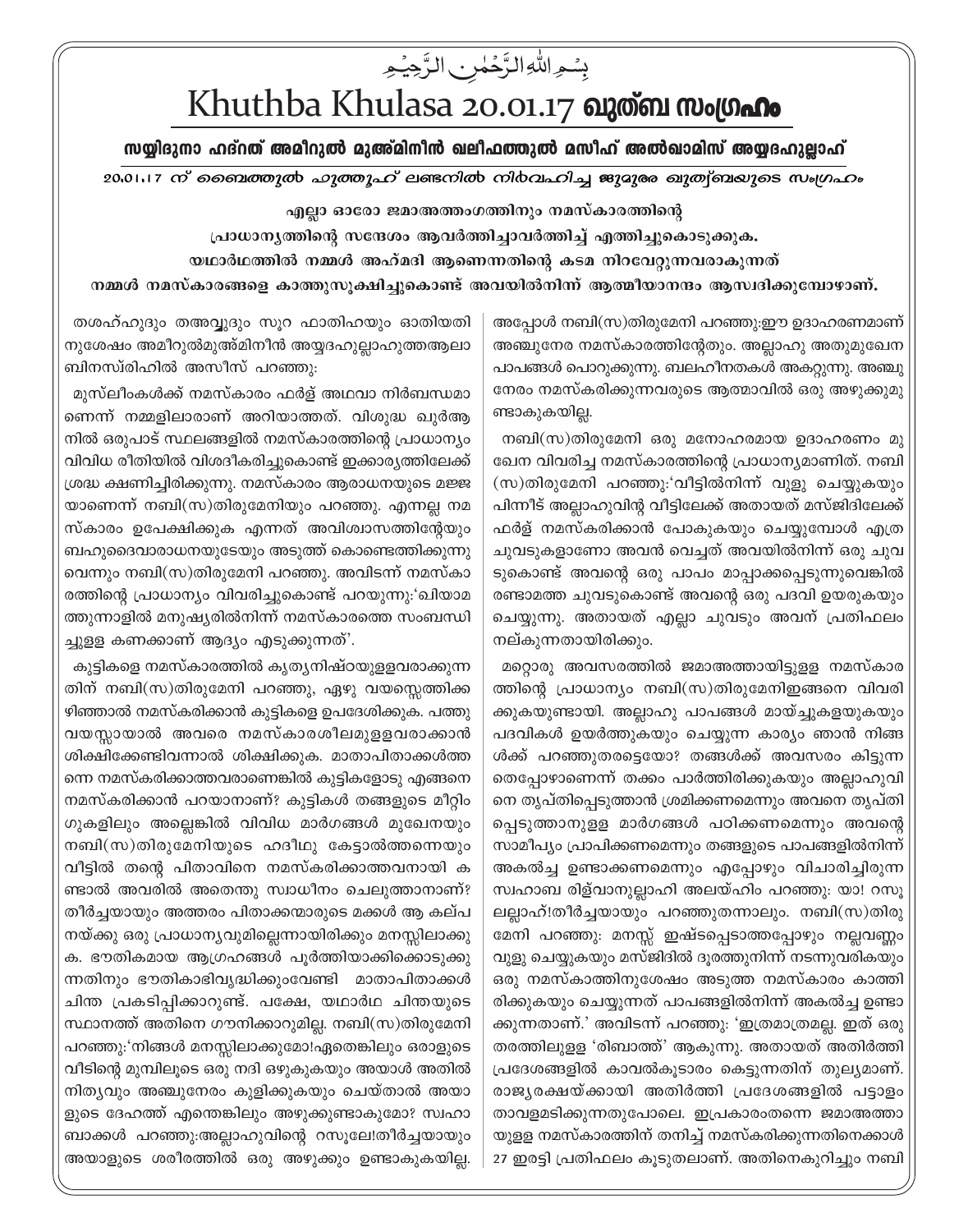بِسۡمِ اللّٰہِ الرَّحۡمٰنِ الرَّحِیۡمِ

# Khuthba Khulasa 20.01.17 ഖുത്ബ സംഗ്രഹം

## സയ്യിദുനാ ഹദ്റത് അമീറുൽ മുഅ്മിനീൻ ഖലീഫത്തുൽ മസീഹ് അൽഖാമിസ് അയ്യദഹുല്ലാഹ്

*20.01.17 ന് ബൈത്തുൽ ഫുത്തൂഹ് ലണ്ടനിൽ നിർവഹിച്ച ജുമുഅ ഖുത്വ്ബയുടെ സംഗ്രഹം*

**എല്ലാ ഓരോ ജമാഅത്തംഗത്തിനും നമസ്കാരത്തിന്റെ പ്രാധാന്യത്തിന്റെ സന്ദേശം ആവർത്തിച്ചാവർത്തിച്ച് എത്തിച്ചുകൊടുക്കുക. യഥാർഥത്തിൽ നമ്മൾ അഹ്മദി ആണെന്നതിന്റെ കടമ നിറവേറ്റുന്നവരാകുന്നത് നമ്മൾ നമസ്കാരങ്ങളെ കാത്തുസൂക്ഷിച്ചുകൊണ്ട് അവയിൽനിന്ന് ആത്മീയാനന്ദം ആസ്വദിക്കുമ്പോഴാണ്.**

തശഹ്ഹുദും തഅവ്വുദും സൂറ ഫാതിഹയും ഓതിയതിനുശേഷം അമീറുൽമുഅ്മിനീൻ അയ്യദഹുല്ലാഹുത്തആലാ ബിനസ്രിഹിൽ അസീസ് പറഞ്ഞു:

മുസ്‌ലീംകൾക്ക് നമസ്കാരം ഫർള് അഥവാ നിർബന്ധമാണെന്ന് നമ്മളിലാരാണ് അറിയാത്തത്. വിശുദ്ധ ഖുർആനിൽ ഒരുപാട് സ്ഥലങ്ങളിൽ നമസ്കാരത്തിന്റെ പ്രാധാന്യം വിവിധ രീതിയിൽ വിശദീകരിച്ചുകൊണ്ട് ഇക്കാര്യത്തിലേക്ക് ശ്രദ്ധ ക്ഷണിച്ചിരിക്കുന്നു. നമസ്കാരം ആരാധനയുടെ മജ്ജയാണെന്ന് നബി(സ)തിരുമേനിയും പറഞ്ഞു. എന്നല്ല നമസ്കാരം ഉപേക്ഷിക്കുക എന്നത് അവിശ്വാസത്തിന്റേയും ബഹുദൈവാരാധനയുടേയും അടുത്ത് കൊണ്ടെത്തിക്കുന്നുവെന്നും നബി(സ)തിരുമേനി പറഞ്ഞു. അവിടന്ന് നമസ്കാരത്തിന്റെ പ്രാധാന്യം വിവരിച്ചുകൊണ്ട് പറയുന്നു:'ഖിയാമത്തുന്നാളിൽ മനുഷ്യരിൽനിന്ന് നമസ്കാരത്തെ സംബന്ധിച്ചുള്ള കണക്കാണ് ആദ്യം എടുക്കുന്നത്'.

കുട്ടികളെ നമസ്കാരത്തിൽ കൃത്യനിഷ്ഠയുള്ളവരാക്കുന്നതിന് നബി(സ)തിരുമേനി പറഞ്ഞു, ഏഴു വയസ്സെത്തിക്കഴിഞ്ഞാൽ നമസ്കരിക്കാൻ കുട്ടികളെ ഉപദേശിക്കുക. പത്തു വയസ്സായാൽ അവരെ നമസ്കാരശീലമുള്ളവരാക്കാൻ ശിക്ഷിക്കേണ്ടിവന്നാൽ ശിക്ഷിക്കുക. മാതാപിതാക്കൾത്തന്നെ നമസ്കരിക്കാത്തവരാണെങ്കിൽ കുട്ടികളോടു എങ്ങനെ നമസ്കരിക്കാൻ പറയാനാണ്? കുട്ടികൾ തങ്ങളുടെ മീറ്റിംഗുകളിലും അല്ലെങ്കിൽ വിവിധ മാർഗങ്ങൾ മുഖേനയും നബി(സ)തിരുമേനിയുടെ ഹദീഥു കേട്ടാൽത്തന്നെയും വീട്ടിൽ തന്റെ പിതാവിനെ നമസ്കരിക്കാത്തവനായി കണ്ടാൽ അവരിൽ അതെന്തു സ്വാധീനം ചെലുത്താനാണ്? തീർച്ചയായും അത്തരം പിതാക്കന്മാരുടെ മക്കൾ ആ കല്പനയ്ക്കു ഒരു പ്രാധാന്യവുമില്ലെന്നായിരിക്കും മനസ്സിലാക്കുക. ഭൗതികമായ ആഗ്രഹങ്ങൾ പൂർത്തിയാക്കിക്കൊടുക്കുന്നതിനും ഭൗതികാഭിവൃദ്ധിക്കുംവേണ്ടി മാതാപിതാക്കൾ ചിന്ത പ്രകടിപ്പിക്കാറുണ്ട്. പക്ഷേ, യഥാർഥ ചിന്തയുടെ സ്ഥാനത്ത് അതിനെ ഗൗനിക്കാറുമില്ല. നബി(സ)തിരുമേനി പറഞ്ഞു:'നിങ്ങൾ മനസ്സിലാക്കുമോ!ഏതെങ്കിലും ഒരാളുടെ വീടിന്റെ മുമ്പിലൂടെ ഒരു നദി ഒഴുകുകയും അയാൾ അതിൽ നിത്യവും അഞ്ചുനേരം കുളിക്കുകയും ചെയ്താൽ അയാളുടെ ദേഹത്ത് എന്തെങ്കിലും അഴുക്കുണ്ടാകുമോ? സ്വഹാബാക്കൾ പറഞ്ഞു:അല്ലാഹുവിന്റെ റസൂലേ!തീർച്ചയായും അയാളുടെ ശരീരത്തിൽ ഒരു അഴുക്കും ഉണ്ടാകുകയില്ല. അപ്പോൾ നബി(സ)തിരുമേനി പറഞ്ഞു:ഈ ഉദാഹരണമാണ് അഞ്ചുനേര നമസ്കാരത്തിന്റേതും. അല്ലാഹു അതുമുഖേന പാപങ്ങൾ പൊറുക്കുന്നു. ബലഹീനതകൾ അകറ്റുന്നു. അഞ്ചുനേരം നമസ്കരിക്കുന്നവരുടെ ആത്മാവിൽ ഒരു അഴുക്കുമുണ്ടാകുകയില്ല.

നബി(സ)തിരുമേനി ഒരു മനോഹരമായ ഉദാഹരണം മുഖേന വിവരിച്ച നമസ്കാരത്തിന്റെ പ്രാധാന്യമാണിത്. നബി(സ)തിരുമേനി പറഞ്ഞു:'വീട്ടിൽനിന്ന് വുളു ചെയ്യുകയും പിന്നീട് അല്ലാഹുവിന്റ വീട്ടിലേക്ക് അതായത് മസ്ജിദിലേക്ക് ഫർള് നമസ്കരിക്കാൻ പോകുകയും ചെയ്യുമ്പോൾ എത്ര ചുവടുകളാണോ അവൻ വെച്ചത് അവയിൽനിന്ന് ഒരു ചുവടുകൊണ്ട് അവന്റെ ഒരു പാപം മാപ്പാക്കപ്പെടുന്നുവെങ്കിൽ രണ്ടാമത്തെ ചുവടുകൊണ്ട് അവന്റെ ഒരു പദവി ഉയരുകയും ചെയ്യുന്നു. അതായത് എല്ലാ ചുവടും അവന് പ്രതിഫലം നല്കുന്നതായിരിക്കും.

മറ്റൊരു അവസരത്തിൽ ജമാഅത്തായിട്ടുള്ള നമസ്കാരത്തിന്റെ പ്രാധാന്യം നബി(സ)തിരുമേനിഇങ്ങനെ വിവരിക്കുകയുണ്ടായി. അല്ലാഹു പാപങ്ങൾ മായ്ച്ചുകളയുകയും പദവികൾ ഉയർത്തുകയും ചെയ്യുന്ന കാര്യം ഞാൻ നിങ്ങൾക്ക് പറഞ്ഞുതരട്ടെയോ? തങ്ങൾക്ക് അവസരം കിട്ടുന്നതെപ്പോഴാണെന്ന് തക്കം പാർത്തിരിക്കുകയും അല്ലാഹുവിനെ തൃപ്തിപ്പെടുത്താൻ ശ്രമിക്കണമെന്നും അവനെ തൃപ്തിപ്പെടുത്താനുള്ള മാർഗങ്ങൾ പഠിക്കണമെന്നും അവന്റെ സാമീപ്യം പ്രാപിക്കണമെന്നും തങ്ങളുടെ പാപങ്ങളിൽനിന്ന് അകൽച്ച ഉണ്ടാക്കണമെന്നും എപ്പോഴും വിചാരിച്ചിരുന്ന സ്വഹാബ രിള്‌വാനുല്ലാഹി അലയ്ഹിം പറഞ്ഞു: യാ! റസൂലല്ലാഹ്!തീർച്ചയായും പറഞ്ഞുതന്നാലും. നബി(സ)തിരുമേനി പറഞ്ഞു: മനസ്സ് ഇഷ്ടപ്പെടാത്തപ്പോഴും നല്ലവണ്ണം വുളു ചെയ്യുകയും മസ്ജിദിൽ ദൂരത്തുനിന്ന് നടന്നുവരികയും ഒരു നമസ്കാത്തിനുശേഷം അടുത്ത നമസ്കാരം കാത്തിരിക്കുകയും ചെയ്യുന്നത് പാപങ്ങളിൽനിന്ന് അകൽച്ച ഉണ്ടാക്കുന്നതാണ്.' അവിടന്ന് പറഞ്ഞു: 'ഇത്രമാത്രമല്ല. ഇത് ഒരു തരത്തിലുള്ള 'രിബാത്ത്' ആകുന്നു. അതായത് അതിർത്തി പ്രദേശങ്ങളിൽ കാവൽകൂടാരം കെട്ടുന്നതിന് തുല്യമാണ്. രാജ്യരക്ഷയ്ക്കായി അതിർത്തി പ്രദേശങ്ങളിൽ പട്ടാളം താവളമടിക്കുന്നതുപോലെ. ഇപ്രകാരംതന്നെ ജമാഅത്തായുള്ള നമസ്കാരത്തിന് തനിച്ച് നമസ്കരിക്കുന്നതിനെക്കാൾ 27 ഇരട്ടി പ്രതിഫലം കൂടുതലാണ്. അതിനെകുറിച്ചും നബി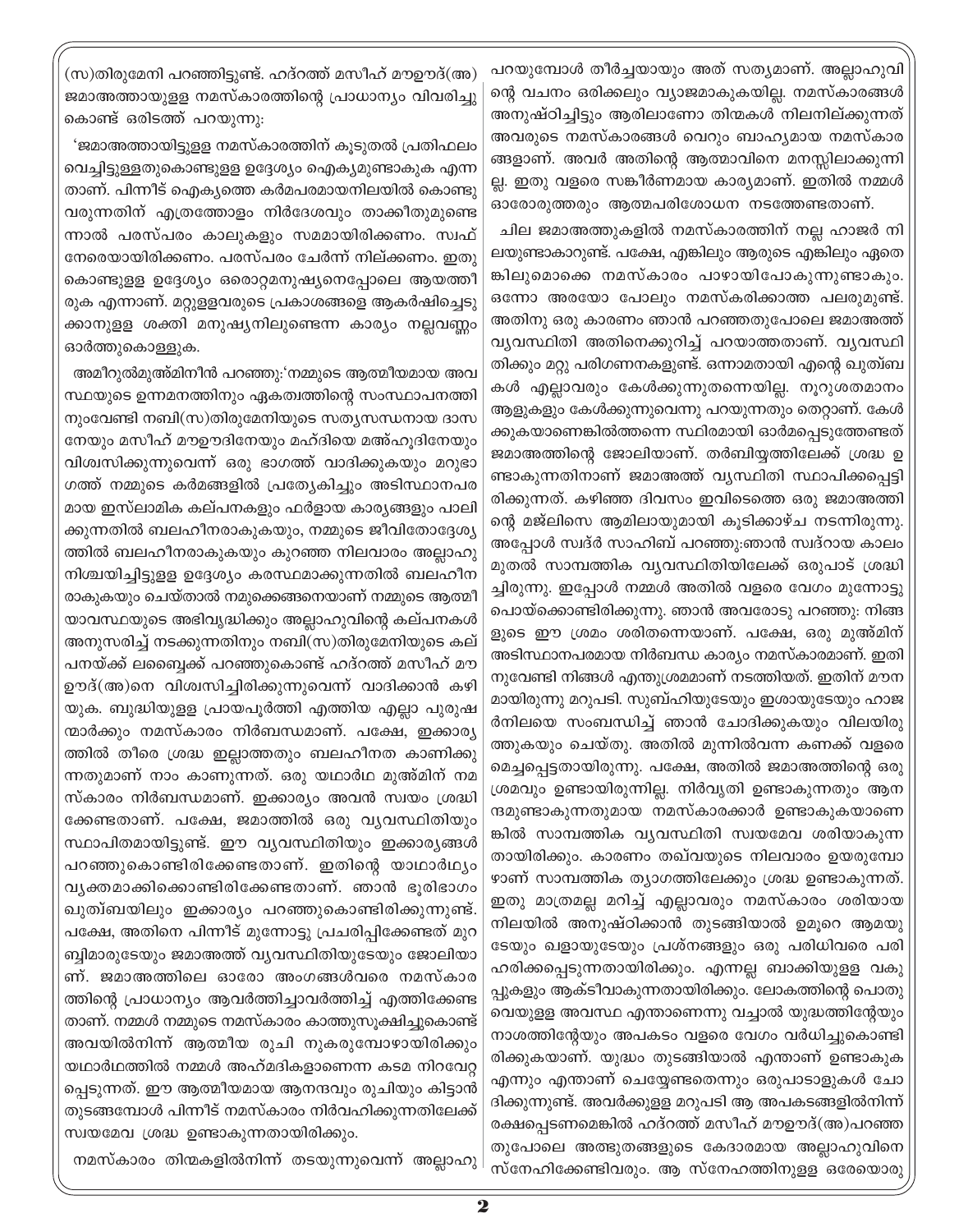(സ)തിരുമേനി പറഞ്ഞിട്ടുണ്ട്. ഹദ്റത്ത് മസീഹ് മൗഊദ്(അ) ജമാഅത്തായുള്ള നമസ്കാരത്തിന്റെ പ്രാധാന്യം വിവരിച്ചു കൊണ്ട് ഒരിടത്ത് പറയുന്നു:

'ജമാഅത്തായിട്ടുള്ള നമസ്കാരത്തിന് കൂടുതൽ പ്രതിഫലം വെച്ചിട്ടുള്ളതുകൊണ്ടുള്ള ഉദ്ദേശ്യം ഐക്യമുണ്ടാകുക എന്ന താണ്. പിന്നീട് ഐക്യത്തെ കർമപരമായനിലയിൽ കൊണ്ടു വരുന്നതിന് എത്രത്തോളം നിർദേശവും താക്കീതുമുണ്ടെ ന്നാൽ പരസ്പരം കാലുകളും സമമായിരിക്കണം. സ്വഫ് നേരെയായിരിക്കണം. പരസ്പരം ചേർന്ന് നില്ക്കണം. ഇതു കൊണ്ടുള്ള ഉദ്ദേശ്യം ഒരൊറ്റമനുഷ്യനെപ്പോലെ ആയത്തീ രുക എന്നാണ്. മറ്റുള്ളവരുടെ പ്രകാശങ്ങളെ ആകർഷിച്ചെടു ക്കാനുള്ള ശക്തി മനുഷ്യനിലുണ്ടെന്ന കാര്യം നല്ലവണ്ണം ഓർത്തുകൊള്ളുക.

അമീറുൽമുഅ്മിനീൻ പറഞ്ഞു:'നമ്മുടെ ആത്മീയമായ അവ സ്ഥയുടെ ഉന്നമനത്തിനും ഏകത്വത്തിന്റെ സംസ്ഥാപനത്തി നുംവേണ്ടി നബി(സ)തിരുമേനിയുടെ സത്യസന്ധനായ ദാസ നേയും മസീഹ് മൗഊദിനേയും മഹ്ദിയെ മഅ്ഹൂദിനേയും വിശ്വസിക്കുന്നുവെന്ന് ഒരു ഭാഗത്ത് വാദിക്കുകയും മറുഭാ ഗത്ത് നമ്മുടെ കർമങ്ങളിൽ പ്രത്യേകിച്ചും അടിസ്ഥാനപര മായ ഇസ്‌ലാമിക കല്പനകളും ഫർളായ കാര്യങ്ങളും പാലി ക്കുന്നതിൽ ബലഹീനരാകുകയും, നമ്മുടെ ജീവിതോദ്ദേശ്യ ത്തിൽ ബലഹീനരാകുകയും കുറഞ്ഞ നിലവാരം അല്ലാഹു നിശ്ചയിച്ചിട്ടുള്ള ഉദ്ദേശ്യം കരസ്ഥമാക്കുന്നതിൽ ബലഹീന രാകുകയും ചെയ്താൽ നമുക്കെങ്ങനെയാണ് നമ്മുടെ ആത്മീ യാവസ്ഥയുടെ അഭിവൃദ്ധിക്കും അല്ലാഹുവിന്റെ കല്പനകൾ അനുസരിച്ച് നടക്കുന്നതിനും നബി(സ)തിരുമേനിയുടെ കല് പനയ്ക്ക് ലബ്ബൈക്ക് പറഞ്ഞുകൊണ്ട് ഹദ്റത്ത് മസീഹ് മൗ ഊദ്(അ)നെ വിശ്വസിച്ചിരിക്കുന്നുവെന്ന് വാദിക്കാൻ കഴി യുക. ബുദ്ധിയുള്ള പ്രായപൂർത്തി എത്തിയ എല്ലാ പുരുഷ ന്മാർക്കും നമസ്കാരം നിർബന്ധമാണ്. പക്ഷേ, ഇക്കാര്യ ത്തിൽ തീരെ ശ്രദ്ധ ഇല്ലാത്തതും ബലഹീനത കാണിക്കു ന്നതുമാണ് നാം കാണുന്നത്. ഒരു യഥാർഥ മുഅ്മിന് നമ സ്കാരം നിർബന്ധമാണ്. ഇക്കാര്യം അവൻ സ്വയം ശ്രദ്ധി ക്കേണ്ടതാണ്. പക്ഷേ, ജമാഅത്തിൽ ഒരു വ്യവസ്ഥിതിയും സ്ഥാപിതമായിട്ടുണ്ട്. ഈ വ്യവസ്ഥിതിയും ഇക്കാര്യങ്ങൾ പറഞ്ഞുകൊണ്ടിരിക്കേണ്ടതാണ്. ഇതിന്റെ യാഥാർഥ്യം വ്യക്തമാക്കിക്കൊണ്ടിരിക്കേണ്ടതാണ്. ഞാൻ ഭൂരിഭാഗം ഖുത്ബയിലും ഇക്കാര്യം പറഞ്ഞുകൊണ്ടിരിക്കുന്നുണ്ട്. പക്ഷേ, അതിനെ പിന്നീട് മുന്നോട്ടു പ്രചരിപ്പിക്കേണ്ടത് മുറ ബ്ബിമാരുടേയും ജമാഅത്ത് വ്യവസ്ഥിതിയുടേയും ജോലിയാ ണ്. ജമാഅത്തിലെ ഓരോ അംഗങ്ങൾവരെ നമസ്കാര ത്തിന്റെ പ്രാധാന്യം ആവർത്തിച്ചാവർത്തിച്ച് എത്തിക്കേണ്ട താണ്. നമ്മൾ നമ്മുടെ നമസ്കാരം കാത്തുസൂക്ഷിച്ചുകൊണ്ട് അവയിൽനിന്ന് ആത്മീയ രുചി നുകരുമ്പോഴായിരിക്കും യഥാർഥത്തിൽ നമ്മൾ അഹ്മദികളാണെന്ന കടമ നിറവേറ്റ പ്പെടുന്നത്. ഈ ആത്മീയമായ ആനന്ദവും രുചിയും കിട്ടാൻ തുടങ്ങുമ്പോൾ പിന്നീട് നമസ്കാരം നിർവഹിക്കുന്നതിലേക്ക് സ്വയമേവ ശ്രദ്ധ ഉണ്ടാകുന്നതായിരിക്കും.

നമസ്കാരം തിന്മകളിൽനിന്ന് തടയുന്നുവെന്ന് അല്ലാഹു പറയുമ്പോൾ തീർച്ചയായും അത് സത്യമാണ്. അല്ലാഹുവി ന്റെ വചനം ഒരിക്കലും വ്യാജമാകുകയില്ല. നമസ്കാരങ്ങൾ അനുഷ്ഠിച്ചിട്ടും ആരിലാണോ തിന്മകൾ നിലനില്ക്കുന്നത് അവരുടെ നമസ്കാരങ്ങൾ വെറും ബാഹ്യമായ നമസ്കാര ങ്ങളാണ്. അവർ അതിന്റെ ആത്മാവിനെ മനസ്സിലാക്കുന്നി ല്ല. ഇതു വളരെ സങ്കീർണമായ കാര്യമാണ്. ഇതിൽ നമ്മൾ ഓരോരുത്തരും ആത്മപരിശോധന നടത്തേണ്ടതാണ്.

ചില ജമാഅത്തുകളിൽ നമസ്കാരത്തിന് നല്ല ഹാജർ നി ലയുണ്ടാകാറുണ്ട്. പക്ഷേ, എങ്കിലും ആരുടെ എങ്കിലും ഏതെ ങ്കിലുമൊക്കെ നമസ്കാരം പാഴായിപോകുന്നുണ്ടാകും. ഒന്നോ അരയോ പോലും നമസ്കരിക്കാത്ത പലരുമുണ്ട്. അതിനു ഒരു കാരണം ഞാൻ പറഞ്ഞതുപോലെ ജമാഅത്ത് വ്യവസ്ഥിതി അതിനെക്കുറിച്ച് പറയാത്തതാണ്. വ്യവസ്ഥി തിക്കും മറ്റു പരിഗണനകളുണ്ട്. ഒന്നാമതായി എന്റെ ഖുത്ബ കൾ എല്ലാവരും കേൾക്കുന്നുതന്നെയില്ല. നൂറുശതമാനം ആളുകളും കേൾക്കുന്നുവെന്നു പറയുന്നതും തെറ്റാണ്. കേൾ ക്കുകയാണെങ്കിൽത്തന്നെ സ്ഥിരമായി ഓർമപ്പെടുത്തേണ്ടത് ജമാഅത്തിന്റെ ജോലിയാണ്. തർബിയ്യത്തിലേക്ക് ശ്രദ്ധ ഉ ണ്ടാകുന്നതിനാണ് ജമാഅത്ത് വ്യസ്ഥിതി സ്ഥാപിക്കപ്പെട്ടി രിക്കുന്നത്. കഴിഞ്ഞ ദിവസം ഇവിടെത്തെ ഒരു ജമാഅത്തി ന്റെ മജ്‌ലിസെ ആമിലായുമായി കൂടിക്കാഴ്ച നടന്നിരുന്നു. അപ്പോൾ സ്വദ്ർ സാഹിബ് പറഞ്ഞു:ഞാൻ സ്വദ്റായ കാലം മുതൽ സാമ്പത്തിക വ്യവസ്ഥിതിയിലേക്ക് ഒരുപാട് ശ്രദ്ധി ച്ചിരുന്നു. ഇപ്പോൾ നമ്മൾ അതിൽ വളരെ വേഗം മുന്നോട്ടു പൊയ്ക്കൊണ്ടിരിക്കുന്നു. ഞാൻ അവരോടു പറഞ്ഞു: നിങ്ങ ളുടെ ഈ ശ്രമം ശരിതന്നെയാണ്. പക്ഷേ, ഒരു മുഅ്മിന് അടിസ്ഥാനപരമായ നിർബന്ധ കാര്യം നമസ്കാരമാണ്. ഇതി നുവേണ്ടി നിങ്ങൾ എന്തുശ്രമമാണ് നടത്തിയത്. ഇതിന് മൗന മായിരുന്നു മറുപടി. സുബ്ഹിയുടേയും ഇശായുടേയും ഹാജ ർനിലയെ സംബന്ധിച്ച് ഞാൻ ചോദിക്കുകയും വിലയിരു ത്തുകയും ചെയ്തു. അതിൽ മുന്നിൽവന്ന കണക്ക് വളരെ മെച്ചപ്പെട്ടതായിരുന്നു. പക്ഷേ, അതിൽ ജമാഅത്തിന്റെ ഒരു ശ്രമവും ഉണ്ടായിരുന്നില്ല. നിർവൃതി ഉണ്ടാകുന്നതും ആന ന്ദമുണ്ടാകുന്നതുമായ നമസ്കാരക്കാർ ഉണ്ടാകുകയാണെ ങ്കിൽ സാമ്പത്തിക വ്യവസ്ഥിതി സ്വയമേവ ശരിയാകുന്ന തായിരിക്കും. കാരണം തഖ്‌വയുടെ നിലവാരം ഉയരുമ്പോ ഴാണ് സാമ്പത്തിക ത്യാഗത്തിലേക്കും ശ്രദ്ധ ഉണ്ടാകുന്നത്. ഇതു മാത്രമല്ല മറിച്ച് എല്ലാവരും നമസ്കാരം ശരിയായ നിലയിൽ അനുഷ്ഠിക്കാൻ തുടങ്ങിയാൽ ഉമൂറെ ആമയു ടേയും ഖളായുടേയും പ്രശ്നങ്ങളും ഒരു പരിധിവരെ പരി ഹരിക്കപ്പെടുന്നതായിരിക്കും. എന്നല്ല ബാക്കിയുള്ള വകു പ്പുകളും ആക്ടീവാകുന്നതായിരിക്കും. ലോകത്തിന്റെ പൊതു വെയുള്ള അവസ്ഥ എന്താണെന്നു വച്ചാൽ യുദ്ധത്തിന്റേയും നാശത്തിന്റേയും അപകടം വളരെ വേഗം വർധിച്ചുകൊണ്ടി രിക്കുകയാണ്. യുദ്ധം തുടങ്ങിയാൽ എന്താണ് ഉണ്ടാകുക എന്നും എന്താണ് ചെയ്യേണ്ടതെന്നും ഒരുപാടാളുകൾ ചോ ദിക്കുന്നുണ്ട്. അവർക്കുള്ള മറുപടി ആ അപകടങ്ങളിൽനിന്ന് രക്ഷപ്പെടണമെങ്കിൽ ഹദ്റത്ത് മസീഹ് മൗഊദ്(അ)പറഞ്ഞ തുപോലെ അത്ഭുതങ്ങളുടെ കേദാരമായ അല്ലാഹുവിനെ സ്നേഹിക്കേണ്ടിവരും. ആ സ്നേഹത്തിനുള്ള ഒരേയൊരു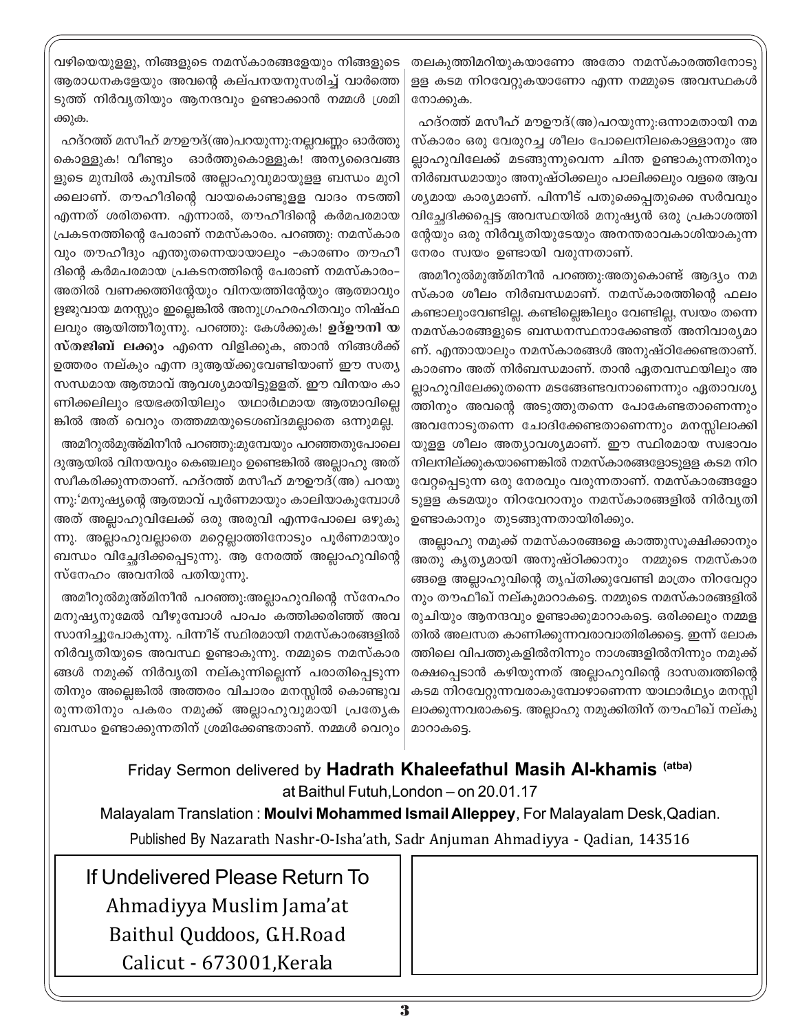വഴിയെയുള്ളു, നിങ്ങളുടെ നമസ്കാരങ്ങളേയും നിങ്ങളുടെ ആരാധനകളേയും അവന്റെ കല്പനയനുസരിച്ച് വാർത്തെടുത്ത് നിർവൃതിയും ആനന്ദവും ഉണ്ടാക്കാൻ നമ്മൾ ശ്രമിക്കുക.

ഹദ്റത്ത് മസീഹ് മൗഊദ്(അ)പറയുന്നു:നല്ലവണ്ണം ഓർത്തുകൊള്ളുക! വീണ്ടും ഓർത്തുകൊള്ളുക! അന്യദൈവങ്ങളുടെ മുമ്പിൽ കുമ്പിടൽ അല്ലാഹുവുമായുള്ള ബന്ധം മുറിക്കലാണ്. തൗഹീദിന്റെ വായകൊണ്ടുള്ള വാദം നടത്തി എന്നത് ശരിതന്നെ. എന്നാൽ, തൗഹീദിന്റെ കർമപരമായ പ്രകടനത്തിന്റെ പേരാണ് നമസ്കാരം. പറഞ്ഞു: നമസ്കാരവും തൗഹീദും എന്തുതന്നെയായാലും –കാരണം തൗഹീദിന്റെ കർമപരമായ പ്രകടനത്തിന്റെ പേരാണ് നമസ്കാരം– അതിൽ വണക്കത്തിന്റേയും വിനയത്തിന്റേയും ആത്മാവും ഋജുവായ മനസ്സും ഇല്ലെങ്കിൽ അനുഗ്രഹരഹിതവും നിഷ്ഫലവും ആയിത്തീരുന്നു. പറഞ്ഞു: കേൾക്കുക! **ഉദ്ഊനി യസ്തജിബ് ലക്കും** എന്നെ വിളിക്കുക, ഞാൻ നിങ്ങൾക്ക് ഉത്തരം നല്കും എന്ന ദുആയ്ക്കുവേണ്ടിയാണ് ഈ സത്യസന്ധമായ ആത്മാവ് ആവശ്യമായിട്ടുള്ളത്. ഈ വിനയം കാണിക്കലിലും ഭയഭക്തിയിലും യഥാർഥമായ ആത്മാവില്ലെങ്കിൽ അത് വെറും തത്തമ്മയുടെശബ്ദമല്ലാതെ ഒന്നുമല്ല.

അമീറുൽമുഅ്മിനീൻ പറഞ്ഞു:മുമ്പേയും പറഞ്ഞതുപോലെ ദുആയിൽ വിനയവും കെഞ്ചലും ഉണ്ടെങ്കിൽ അല്ലാഹു അത് സ്വീകരിക്കുന്നതാണ്. ഹദ്റത്ത് മസീഹ് മൗഊദ്(അ) പറയുന്നു:'മനുഷ്യന്റെ ആത്മാവ് പൂർണമായും കാലിയാകുമ്പോൾ അത് അല്ലാഹുവിലേക്ക് ഒരു അരുവി എന്നപോലെ ഒഴുകുന്നു. അല്ലാഹുവല്ലാതെ മറ്റെല്ലാത്തിനോടും പൂർണമായും ബന്ധം വിച്ഛേദിക്കപ്പെടുന്നു. ആ നേരത്ത് അല്ലാഹുവിന്റെ സ്നേഹം അവനിൽ പതിയുന്നു.

അമീറുൽമുഅ്മിനീൻ പറഞ്ഞു:അല്ലാഹുവിന്റെ സ്നേഹം മനുഷ്യനുമേൽ വീഴുമ്പോൾ പാപം കത്തിക്കരിഞ്ഞ് അവസാനിച്ചുപോകുന്നു. പിന്നീട് സ്ഥിരമായി നമസ്കാരങ്ങളിൽ നിർവൃതിയുടെ അവസ്ഥ ഉണ്ടാകുന്നു. നമ്മുടെ നമസ്കാരങ്ങൾ നമുക്ക് നിർവൃതി നല്കുന്നില്ലെന്ന് പരാതിപ്പെടുന്നതിനും അല്ലെങ്കിൽ അത്തരം വിചാരം മനസ്സിൽ കൊണ്ടുവരുന്നതിനും പകരം നമുക്ക് അല്ലാഹുവുമായി പ്രത്യേക ബന്ധം ഉണ്ടാക്കുന്നതിന് ശ്രമിക്കേണ്ടതാണ്. നമ്മൾ വെറും തലകുത്തിമറിയുകയാണോ അതോ നമസ്കാരത്തിനോടുള്ള കടമ നിറവേറ്റുകയാണോ എന്ന നമ്മുടെ അവസ്ഥകൾ നോക്കുക.

ഹദ്റത്ത് മസീഹ് മൗഊദ്(അ)പറയുന്നു:ഒന്നാമതായി നമസ്കാരം ഒരു വേരുറച്ച ശീലം പോലെനിലകൊള്ളാനും അല്ലാഹുവിലേക്ക് മടങ്ങുന്നുവെന്ന ചിന്ത ഉണ്ടാകുന്നതിനും നിർബന്ധമായും അനുഷ്ഠിക്കലും പാലിക്കലും വളരെ ആവശ്യമായ കാര്യമാണ്. പിന്നീട് പതുക്കെപ്പതുക്കെ സർവവും വിച്ഛേദിക്കപ്പെട്ട അവസ്ഥയിൽ മനുഷ്യൻ ഒരു പ്രകാശത്തിന്റേയും ഒരു നിർവൃതിയുടേയും അനന്തരാവകാശിയാകുന്ന നേരം സ്വയം ഉണ്ടായി വരുന്നതാണ്.

അമീറുൽമുഅ്മിനീൻ പറഞ്ഞു:അതുകൊണ്ട് ആദ്യം നമസ്കാര ശീലം നിർബന്ധമാണ്. നമസ്കാരത്തിന്റെ ഫലം കണ്ടാലുംവേണ്ടില്ല. കണ്ടില്ലെങ്കിലും വേണ്ടില്ല, സ്വയം തന്നെ നമസ്കാരങ്ങളുടെ ബന്ധനസ്ഥനാകേണ്ടത് അനിവാര്യമാണ്. എന്തായാലും നമസ്കാരങ്ങൾ അനുഷ്ഠിക്കേണ്ടതാണ്. കാരണം അത് നിർബന്ധമാണ്. താൻ ഏതവസ്ഥയിലും അല്ലാഹുവിലേക്കുതന്നെ മടങ്ങേണ്ടവനാണെന്നും ഏതാവശ്യത്തിനും അവന്റെ അടുത്തുതന്നെ പോകേണ്ടതാണെന്നും അവനോടുതന്നെ ചോദിക്കേണ്ടതാണെന്നും മനസ്സിലാക്കിയുള്ള ശീലം അത്യാവശ്യമാണ്. ഈ സ്ഥിരമായ സ്വഭാവം നിലനില്ക്കുകയാണെങ്കിൽ നമസ്കാരങ്ങളോടുള്ള കടമ നിറവേറ്റപ്പെടുന്ന ഒരു നേരവും വരുന്നതാണ്. നമസ്കാരങ്ങളോടുള്ള കടമയും നിറവേറാനും നമസ്കാരങ്ങളിൽ നിർവൃതി ഉണ്ടാകാനും തുടങ്ങുന്നതായിരിക്കും.

അല്ലാഹു നമുക്ക് നമസ്കാരങ്ങളെ കാത്തുസൂക്ഷിക്കാനും അതു കൃത്യമായി അനുഷ്ഠിക്കാനും നമ്മുടെ നമസ്കാരങ്ങളെ അല്ലാഹുവിന്റെ തൃപ്തിക്കുവേണ്ടി മാത്രം നിറവേറ്റാനും തൗഫീഖ് നല്കുമാറാകട്ടെ. നമ്മുടെ നമസ്കാരങ്ങളിൽ രുചിയും ആനന്ദവും ഉണ്ടാക്കുമാറാകട്ടെ. ഒരിക്കലും നമ്മളതിൽ അലസത കാണിക്കുന്നവരാവാതിരിക്കട്ടെ. ഇന്ന് ലോകത്തിലെ വിപത്തുകളിൽനിന്നും നാശങ്ങളിൽനിന്നും നമുക്ക് രക്ഷപ്പെടാൻ കഴിയുന്നത് അല്ലാഹുവിന്റെ ദാസത്വത്തിന്റെ കടമ നിറവേറ്റുന്നവരാകുമ്പോഴാണെന്ന യാഥാർഥ്യം മനസ്സിലാക്കുന്നവരാകട്ടെ. അല്ലാഹു നമുക്കിതിന് തൗഫീഖ് നല്കുമാറാകട്ടെ.

Friday Sermon delivered by **Hadrath Khaleefathul Masih Al-khamis (atba)**
at Baithul Futuh,London – on 20.01.17

Malayalam Translation : **Moulvi Mohammed Ismail Alleppey**, For Malayalam Desk,Qadian.

Published By Nazarath Nashr-O-Isha'ath, Sadr Anjuman Ahmadiyya - Qadian, 143516

If Undelivered Please Return To
Ahmadiyya Muslim Jama'at
Baithul Quddoos, G.H.Road
Calicut - 673001,Kerala